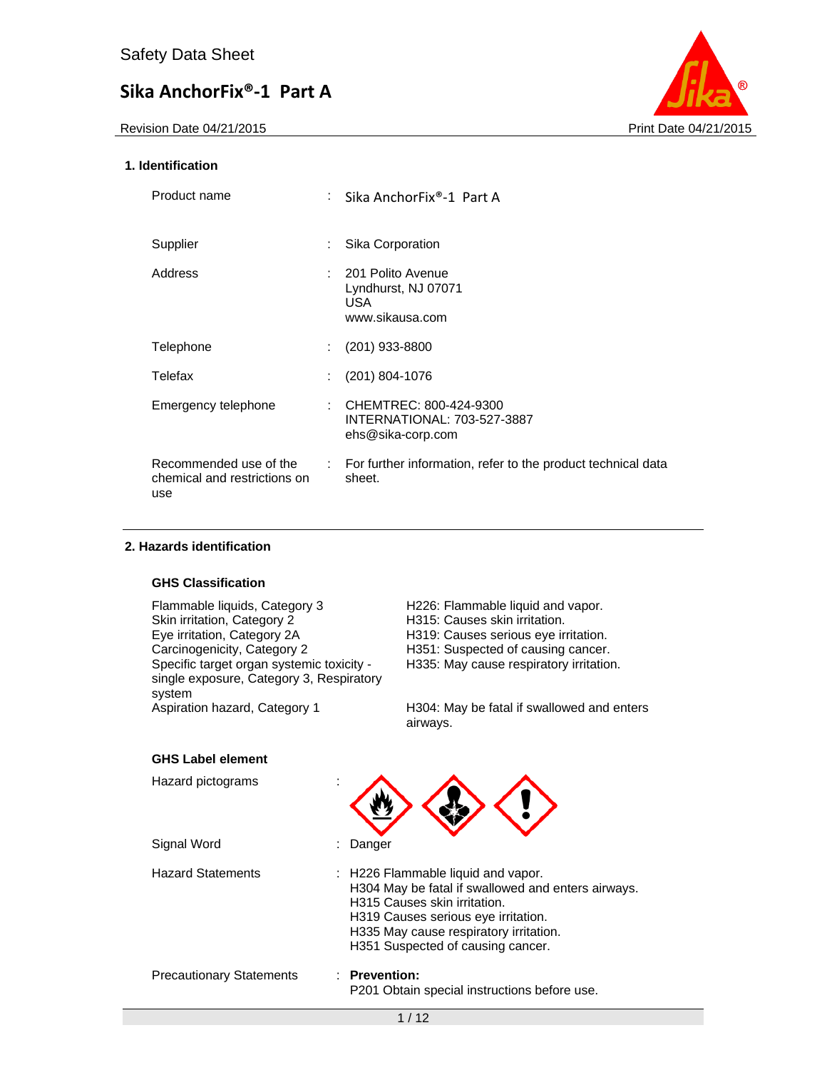Safety Data Sheet

# Sika AnchorFix®-1 Part A

Revision Date 04/21/2015 Print Date 04/21/2015

## 1. Identification

| | | |
|---|---|---|
| Product name | : | Sika AnchorFix®-1 Part A |
| Supplier | : | Sika Corporation |
| Address | : | 201 Polito Avenue<br>Lyndhurst, NJ 07071<br>USA<br>www.sikausa.com |
| Telephone | : | (201) 933-8800 |
| Telefax | : | (201) 804-1076 |
| Emergency telephone | : | CHEMTREC: 800-424-9300<br>INTERNATIONAL: 703-527-3887<br>ehs@sika-corp.com |
| Recommended use of the chemical and restrictions on use | : | For further information, refer to the product technical data sheet. |

## 2. Hazards identification

### GHS Classification

| | |
|---|---|
| Flammable liquids, Category 3 | H226: Flammable liquid and vapor. |
| Skin irritation, Category 2 | H315: Causes skin irritation. |
| Eye irritation, Category 2A | H319: Causes serious eye irritation. |
| Carcinogenicity, Category 2 | H351: Suspected of causing cancer. |
| Specific target organ systemic toxicity - single exposure, Category 3, Respiratory system | H335: May cause respiratory irritation. |
| Aspiration hazard, Category 1 | H304: May be fatal if swallowed and enters airways. |

### GHS Label element

Hazard pictograms :

Signal Word : Danger

Hazard Statements :
H226 Flammable liquid and vapor.
H304 May be fatal if swallowed and enters airways.
H315 Causes skin irritation.
H319 Causes serious eye irritation.
H335 May cause respiratory irritation.
H351 Suspected of causing cancer.

Precautionary Statements : **Prevention:**
P201 Obtain special instructions before use.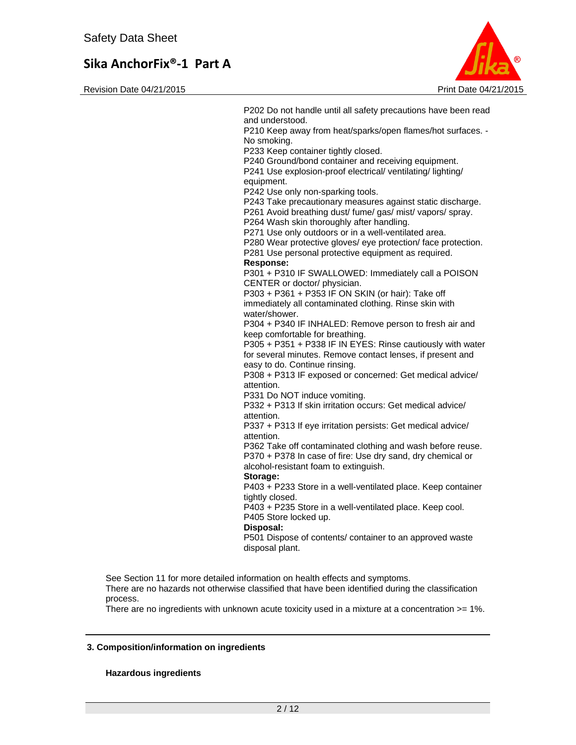P202 Do not handle until all safety precautions have been read and understood.
P210 Keep away from heat/sparks/open flames/hot surfaces. - No smoking.
P233 Keep container tightly closed.
P240 Ground/bond container and receiving equipment.
P241 Use explosion-proof electrical/ ventilating/ lighting/ equipment.
P242 Use only non-sparking tools.
P243 Take precautionary measures against static discharge.
P261 Avoid breathing dust/ fume/ gas/ mist/ vapors/ spray.
P264 Wash skin thoroughly after handling.
P271 Use only outdoors or in a well-ventilated area.
P280 Wear protective gloves/ eye protection/ face protection.
P281 Use personal protective equipment as required.

**Response:**

P301 + P310 IF SWALLOWED: Immediately call a POISON CENTER or doctor/ physician.
P303 + P361 + P353 IF ON SKIN (or hair): Take off immediately all contaminated clothing. Rinse skin with water/shower.
P304 + P340 IF INHALED: Remove person to fresh air and keep comfortable for breathing.
P305 + P351 + P338 IF IN EYES: Rinse cautiously with water for several minutes. Remove contact lenses, if present and easy to do. Continue rinsing.
P308 + P313 IF exposed or concerned: Get medical advice/ attention.
P331 Do NOT induce vomiting.
P332 + P313 If skin irritation occurs: Get medical advice/ attention.
P337 + P313 If eye irritation persists: Get medical advice/ attention.
P362 Take off contaminated clothing and wash before reuse.
P370 + P378 In case of fire: Use dry sand, dry chemical or alcohol-resistant foam to extinguish.

**Storage:**

P403 + P233 Store in a well-ventilated place. Keep container tightly closed.
P403 + P235 Store in a well-ventilated place. Keep cool.
P405 Store locked up.

**Disposal:**

P501 Dispose of contents/ container to an approved waste disposal plant.

See Section 11 for more detailed information on health effects and symptoms.
There are no hazards not otherwise classified that have been identified during the classification process.
There are no ingredients with unknown acute toxicity used in a mixture at a concentration >= 1%.

## 3. Composition/information on ingredients

**Hazardous ingredients**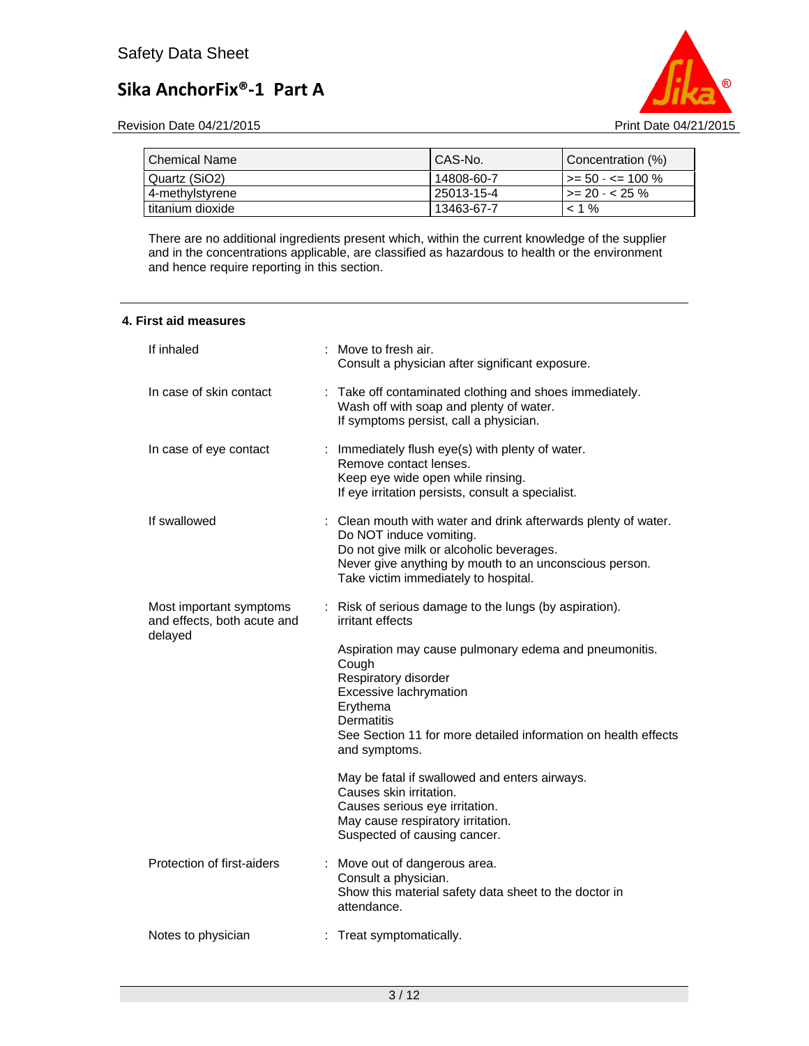| Chemical Name | CAS-No. | Concentration (%) |
|---|---|---|
| Quartz ($SiO_2$) | 14808-60-7 | >= 50 - <= 100 % |
| 4-methylstyrene | 25013-15-4 | >= 20 - < 25 % |
| titanium dioxide | 13463-67-7 | < 1 % |

There are no additional ingredients present which, within the current knowledge of the supplier and in the concentrations applicable, are classified as hazardous to health or the environment and hence require reporting in this section.

## 4. First aid measures

**If inhaled** : Move to fresh air.
Consult a physician after significant exposure.

**In case of skin contact** : Take off contaminated clothing and shoes immediately.
Wash off with soap and plenty of water.
If symptoms persist, call a physician.

**In case of eye contact** : Immediately flush eye(s) with plenty of water.
Remove contact lenses.
Keep eye wide open while rinsing.
If eye irritation persists, consult a specialist.

**If swallowed** : Clean mouth with water and drink afterwards plenty of water.
Do NOT induce vomiting.
Do not give milk or alcoholic beverages.
Never give anything by mouth to an unconscious person.
Take victim immediately to hospital.

**Most important symptoms and effects, both acute and delayed** : Risk of serious damage to the lungs (by aspiration).
irritant effects

Aspiration may cause pulmonary edema and pneumonitis.
Cough
Respiratory disorder
Excessive lachrymation
Erythema
Dermatitis
See Section 11 for more detailed information on health effects and symptoms.

May be fatal if swallowed and enters airways.
Causes skin irritation.
Causes serious eye irritation.
May cause respiratory irritation.
Suspected of causing cancer.

**Protection of first-aiders** : Move out of dangerous area.
Consult a physician.
Show this material safety data sheet to the doctor in attendance.

**Notes to physician** : Treat symptomatically.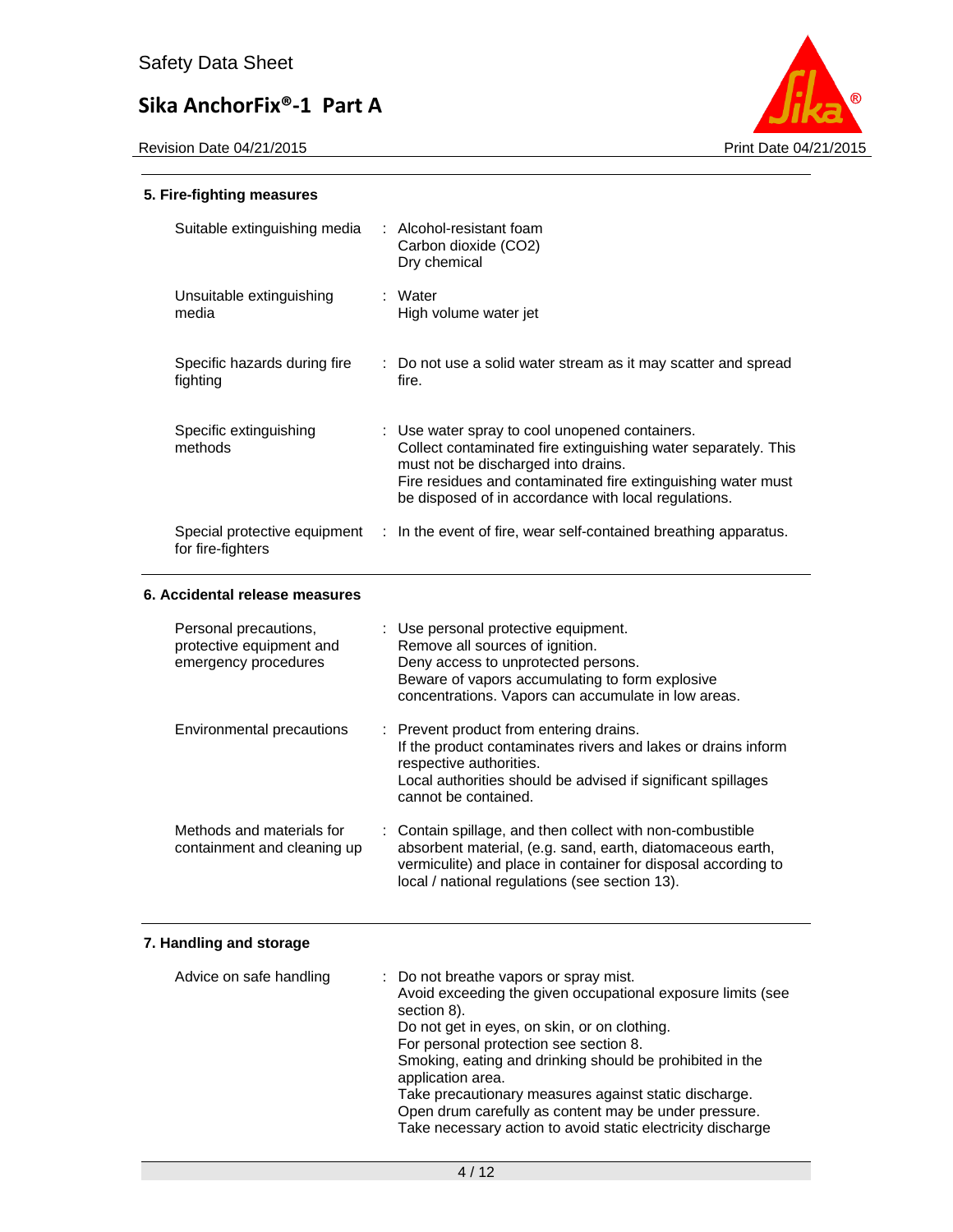## 5. Fire-fighting measures

| | |
|---|---|
| Suitable extinguishing media | Alcohol-resistant foam<br>Carbon dioxide ($CO_2$)<br>Dry chemical |
| Unsuitable extinguishing media | Water<br>High volume water jet |
| Specific hazards during fire fighting | Do not use a solid water stream as it may scatter and spread fire. |
| Specific extinguishing methods | Use water spray to cool unopened containers.<br>Collect contaminated fire extinguishing water separately. This must not be discharged into drains.<br>Fire residues and contaminated fire extinguishing water must be disposed of in accordance with local regulations. |
| Special protective equipment for fire-fighters | In the event of fire, wear self-contained breathing apparatus. |

## 6. Accidental release measures

| | |
|---|---|
| Personal precautions, protective equipment and emergency procedures | Use personal protective equipment.<br>Remove all sources of ignition.<br>Deny access to unprotected persons.<br>Beware of vapors accumulating to form explosive concentrations. Vapors can accumulate in low areas. |
| Environmental precautions | Prevent product from entering drains.<br>If the product contaminates rivers and lakes or drains inform respective authorities.<br>Local authorities should be advised if significant spillages cannot be contained. |
| Methods and materials for containment and cleaning up | Contain spillage, and then collect with non-combustible absorbent material, (e.g. sand, earth, diatomaceous earth, vermiculite) and place in container for disposal according to local / national regulations (see section 13). |

## 7. Handling and storage

| | |
|---|---|
| Advice on safe handling | Do not breathe vapors or spray mist.<br>Avoid exceeding the given occupational exposure limits (see section 8).<br>Do not get in eyes, on skin, or on clothing.<br>For personal protection see section 8.<br>Smoking, eating and drinking should be prohibited in the application area.<br>Take precautionary measures against static discharge.<br>Open drum carefully as content may be under pressure.<br>Take necessary action to avoid static electricity discharge |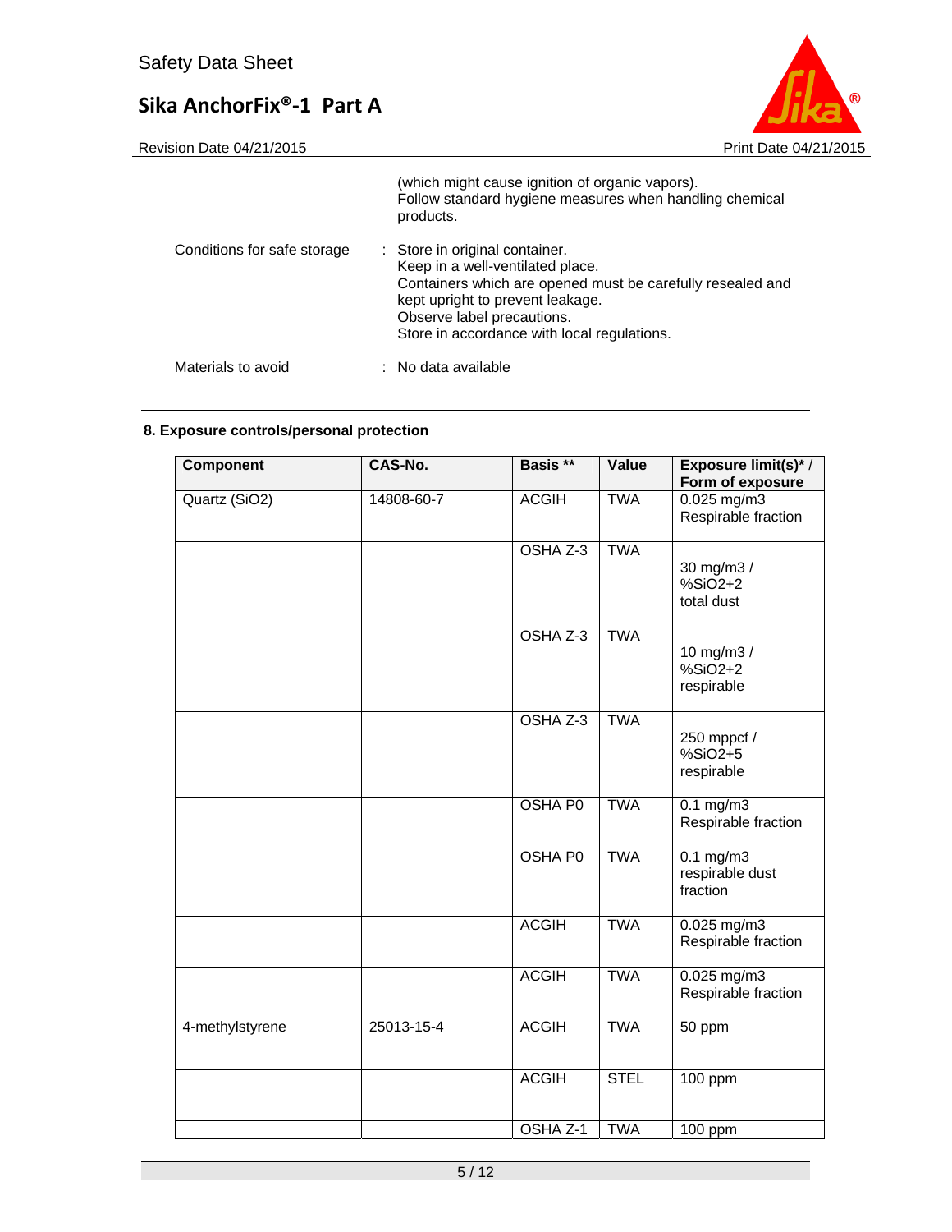(which might cause ignition of organic vapors).
Follow standard hygiene measures when handling chemical products.

Conditions for safe storage : Store in original container.
Keep in a well-ventilated place.
Containers which are opened must be carefully resealed and kept upright to prevent leakage.
Observe label precautions.
Store in accordance with local regulations.

Materials to avoid : No data available

## 8. Exposure controls/personal protection

| Component | CAS-No. | Basis ** | Value | Exposure limit(s)* / Form of exposure |
|---|---|---|---|---|
| Quartz (SiO2) | 14808-60-7 | ACGIH | TWA | 0.025 mg/m3 Respirable fraction |
| | | OSHA Z-3 | TWA | 30 mg/m3 / %SiO2+2 total dust |
| | | OSHA Z-3 | TWA | 10 mg/m3 / %SiO2+2 respirable |
| | | OSHA Z-3 | TWA | 250 mppcf / %SiO2+5 respirable |
| | | OSHA P0 | TWA | 0.1 mg/m3 Respirable fraction |
| | | OSHA P0 | TWA | 0.1 mg/m3 respirable dust fraction |
| | | ACGIH | TWA | 0.025 mg/m3 Respirable fraction |
| | | ACGIH | TWA | 0.025 mg/m3 Respirable fraction |
| 4-methylstyrene | 25013-15-4 | ACGIH | TWA | 50 ppm |
| | | ACGIH | STEL | 100 ppm |
| | | OSHA Z-1 | TWA | 100 ppm |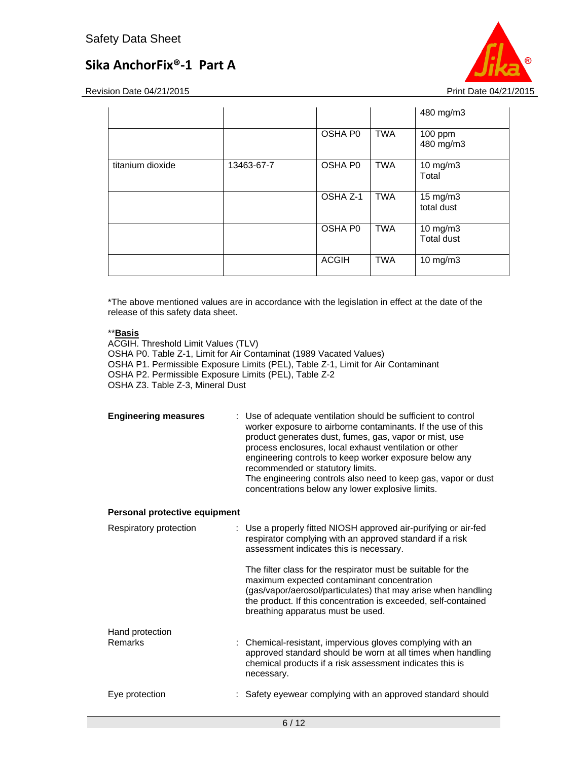| | | | | |
|---|---|---|---|---|
| | | | | 480 mg/m3 |
| | | OSHA P0 | TWA | 100 ppm<br>480 mg/m3 |
| titanium dioxide | 13463-67-7 | OSHA P0 | TWA | 10 mg/m3<br>Total |
| | | OSHA Z-1 | TWA | 15 mg/m3<br>total dust |
| | | OSHA P0 | TWA | 10 mg/m3<br>Total dust |
| | | ACGIH | TWA | 10 mg/m3 |

*The above mentioned values are in accordance with the legislation in effect at the date of the release of this safety data sheet.

****Basis**

ACGIH. Threshold Limit Values (TLV)
OSHA P0. Table Z-1, Limit for Air Contaminat (1989 Vacated Values)
OSHA P1. Permissible Exposure Limits (PEL), Table Z-1, Limit for Air Contaminant
OSHA P2. Permissible Exposure Limits (PEL), Table Z-2
OSHA Z3. Table Z-3, Mineral Dust

**Engineering measures** : Use of adequate ventilation should be sufficient to control worker exposure to airborne contaminants. If the use of this product generates dust, fumes, gas, vapor or mist, use process enclosures, local exhaust ventilation or other engineering controls to keep worker exposure below any recommended or statutory limits.
The engineering controls also need to keep gas, vapor or dust concentrations below any lower explosive limits.

**Personal protective equipment**

Respiratory protection : Use a properly fitted NIOSH approved air-purifying or air-fed respirator complying with an approved standard if a risk assessment indicates this is necessary.

The filter class for the respirator must be suitable for the maximum expected contaminant concentration (gas/vapor/aerosol/particulates) that may arise when handling the product. If this concentration is exceeded, self-contained breathing apparatus must be used.

Hand protection
Remarks : Chemical-resistant, impervious gloves complying with an approved standard should be worn at all times when handling chemical products if a risk assessment indicates this is necessary.

Eye protection : Safety eyewear complying with an approved standard should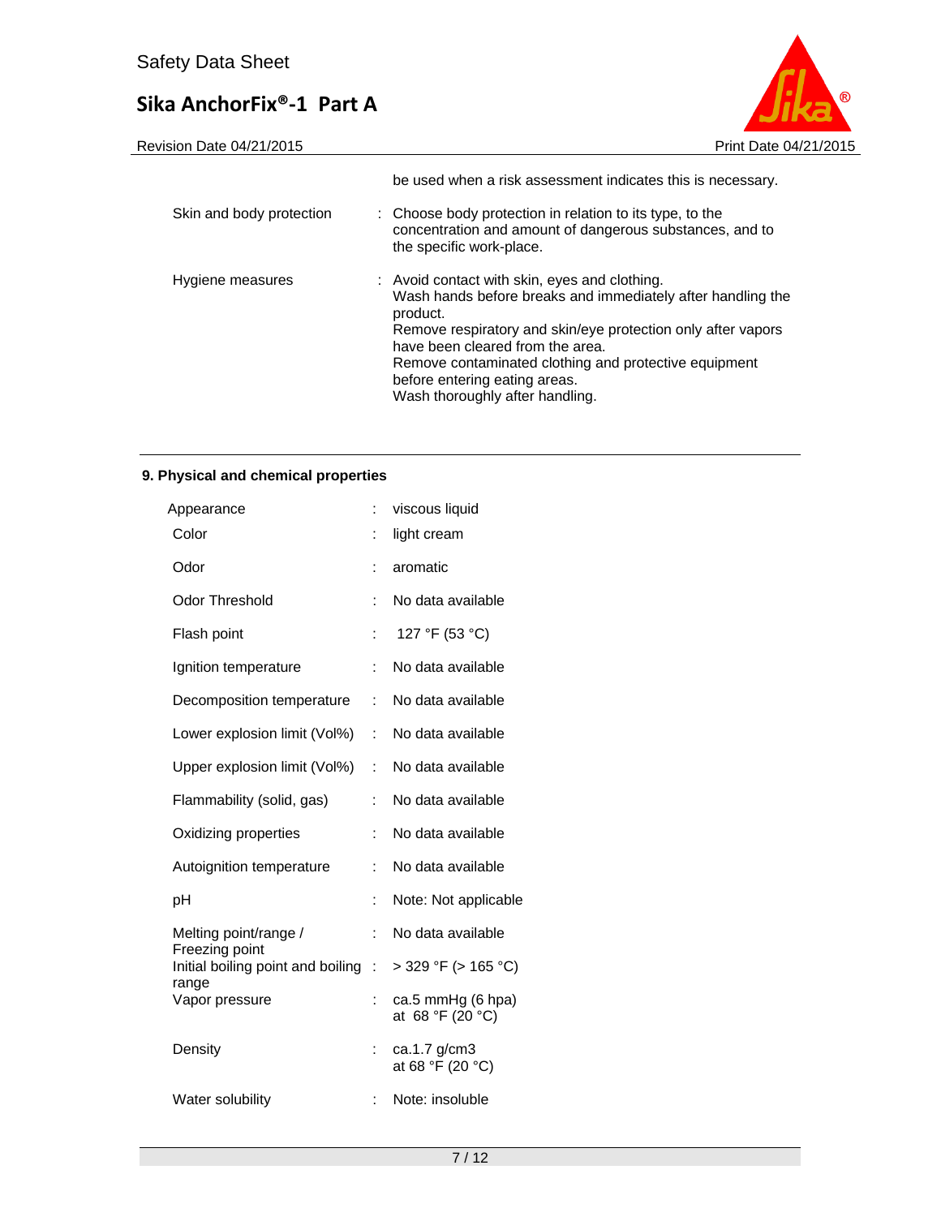be used when a risk assessment indicates this is necessary.

| | | |
|---|---|---|
| Skin and body protection | : | Choose body protection in relation to its type, to the concentration and amount of dangerous substances, and to the specific work-place. |
| Hygiene measures | : | Avoid contact with skin, eyes and clothing.<br>Wash hands before breaks and immediately after handling the product.<br>Remove respiratory and skin/eye protection only after vapors have been cleared from the area.<br>Remove contaminated clothing and protective equipment before entering eating areas.<br>Wash thoroughly after handling. |

## 9. Physical and chemical properties

| | | |
|---|---|---|
| Appearance | : | viscous liquid |
| Color | : | light cream |
| Odor | : | aromatic |
| Odor Threshold | : | No data available |
| Flash point | : | 127 °F (53 °C) |
| Ignition temperature | : | No data available |
| Decomposition temperature | : | No data available |
| Lower explosion limit (Vol%) | : | No data available |
| Upper explosion limit (Vol%) | : | No data available |
| Flammability (solid, gas) | : | No data available |
| Oxidizing properties | : | No data available |
| Autoignition temperature | : | No data available |
| pH | : | Note: Not applicable |
| Melting point/range / Freezing point | : | No data available |
| Initial boiling point and boiling range | : | > 329 °F (> 165 °C) |
| Vapor pressure | : | ca.5 mmHg (6 hpa)<br>at 68 °F (20 °C) |
| Density | : | ca.1.7 g/cm3<br>at 68 °F (20 °C) |
| Water solubility | : | Note: insoluble |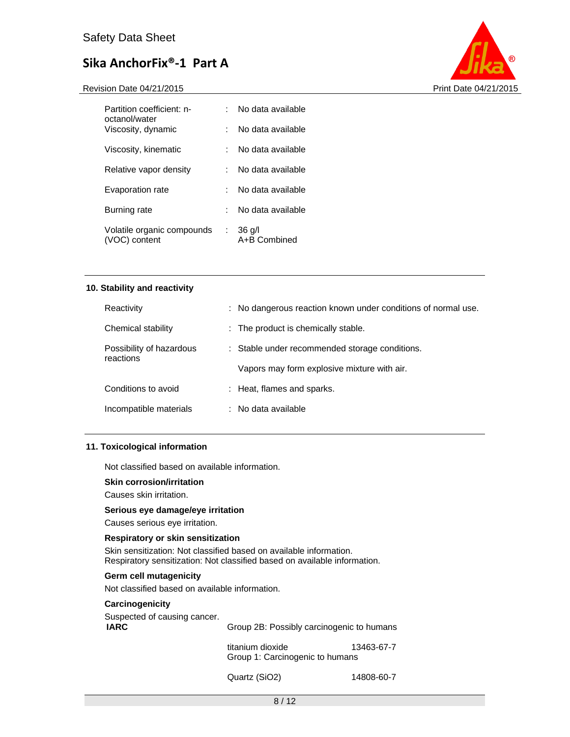| | | |
|---|---|---|
| Partition coefficient: n-octanol/water | : | No data available |
| Viscosity, dynamic | : | No data available |
| Viscosity, kinematic | : | No data available |
| Relative vapor density | : | No data available |
| Evaporation rate | : | No data available |
| Burning rate | : | No data available |
| Volatile organic compounds (VOC) content | : | 36 g/l<br>A+B Combined |

## 10. Stability and reactivity

| | | |
|---|---|---|
| Reactivity | : | No dangerous reaction known under conditions of normal use. |
| Chemical stability | : | The product is chemically stable. |
| Possibility of hazardous reactions | : | Stable under recommended storage conditions.<br><br>Vapors may form explosive mixture with air. |
| Conditions to avoid | : | Heat, flames and sparks. |
| Incompatible materials | : | No data available |

## 11. Toxicological information

Not classified based on available information.

**Skin corrosion/irritation**

Causes skin irritation.

**Serious eye damage/eye irritation**

Causes serious eye irritation.

**Respiratory or skin sensitization**

Skin sensitization: Not classified based on available information.
Respiratory sensitization: Not classified based on available information.

**Germ cell mutagenicity**

Not classified based on available information.

**Carcinogenicity**

Suspected of causing cancer.

| | | |
|---|---|---|
| **IARC** | Group 2B: Possibly carcinogenic to humans | |
| | titanium dioxide | 13463-67-7 |
| | Group 1: Carcinogenic to humans | |
| | Quartz ($SiO_2$) | 14808-60-7 |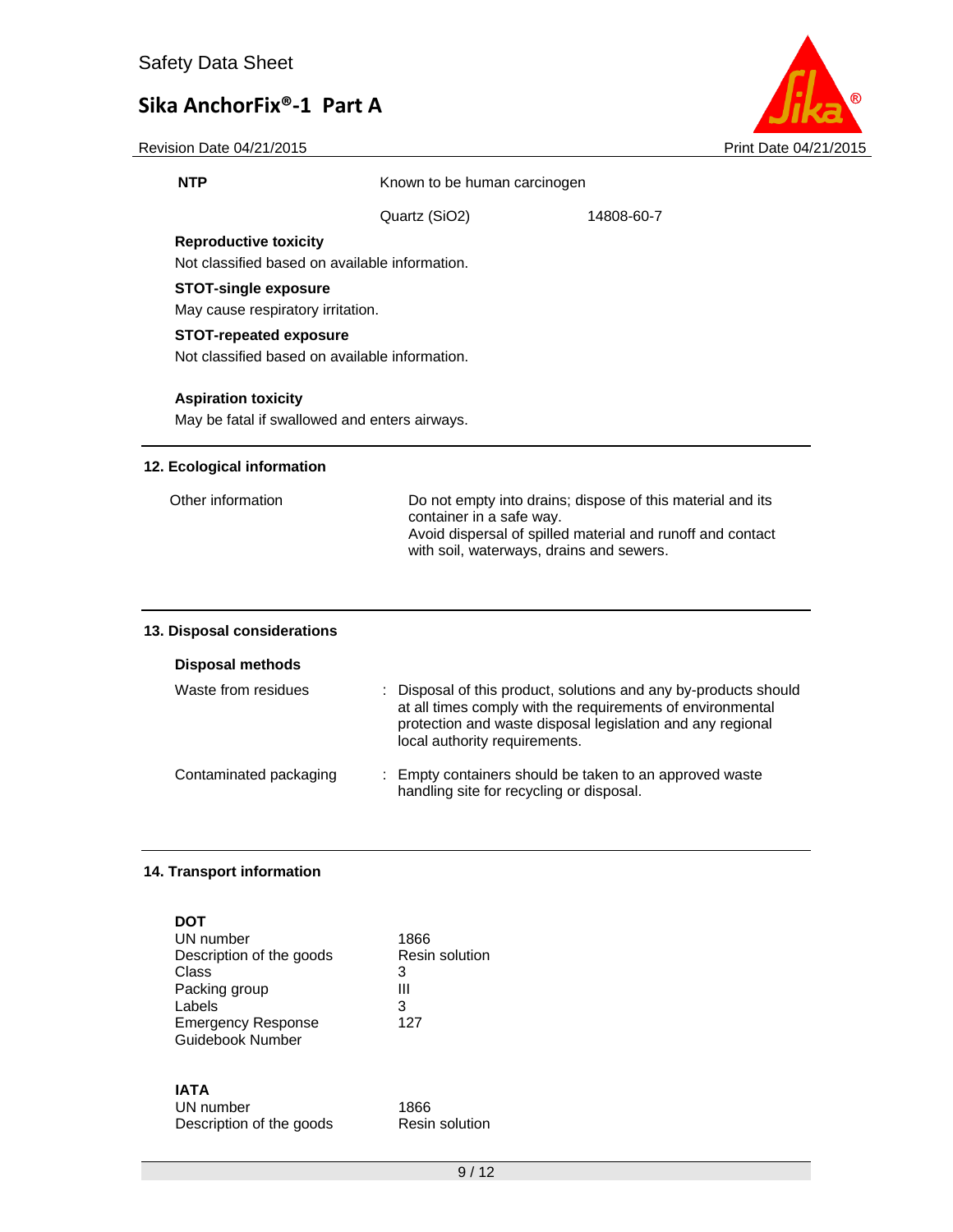**NTP**

| | | |
|---|---|---|
| Known to be human carcinogen | | |
| Quartz ($SiO_2$) | 14808-60-7 | |

**Reproductive toxicity**

Not classified based on available information.

**STOT-single exposure**

May cause respiratory irritation.

**STOT-repeated exposure**

Not classified based on available information.

**Aspiration toxicity**

May be fatal if swallowed and enters airways.

## 12. Ecological information

| | |
|---|---|
| Other information | Do not empty into drains; dispose of this material and its container in a safe way. Avoid dispersal of spilled material and runoff and contact with soil, waterways, drains and sewers. |

## 13. Disposal considerations

**Disposal methods**

| | |
|---|---|
| Waste from residues | : Disposal of this product, solutions and any by-products should at all times comply with the requirements of environmental protection and waste disposal legislation and any regional local authority requirements. |
| Contaminated packaging | : Empty containers should be taken to an approved waste handling site for recycling or disposal. |

## 14. Transport information

**DOT**

| | |
|---|---|
| UN number | 1866 |
| Description of the goods | Resin solution |
| Class | 3 |
| Packing group | III |
| Labels | 3 |
| Emergency Response Guidebook Number | 127 |

**IATA**

| | |
|---|---|
| UN number | 1866 |
| Description of the goods | Resin solution |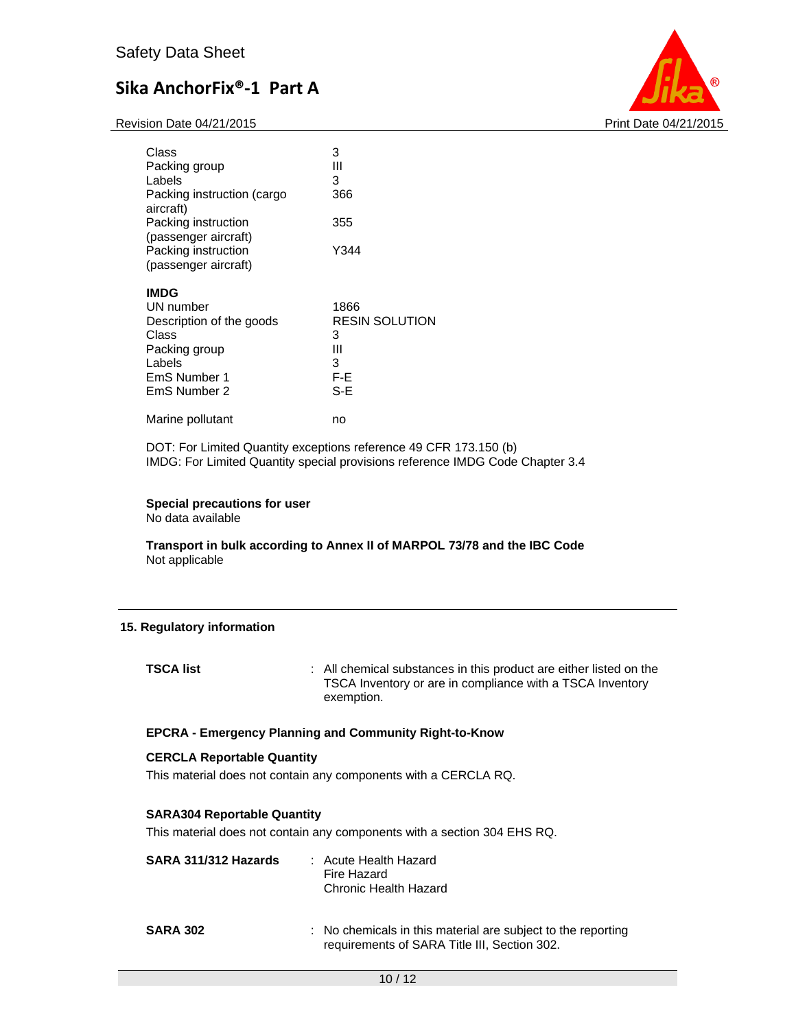| | |
|---|---|
| Class | 3 |
| Packing group | III |
| Labels | 3 |
| Packing instruction (cargo aircraft) | 366 |
| Packing instruction (passenger aircraft) | 355 |
| Packing instruction (passenger aircraft) | Y344 |

**IMDG**

| | |
|---|---|
| UN number | 1866 |
| Description of the goods | RESIN SOLUTION |
| Class | 3 |
| Packing group | III |
| Labels | 3 |
| EmS Number 1 | F-E |
| EmS Number 2 | S-E |
| Marine pollutant | no |

DOT: For Limited Quantity exceptions reference 49 CFR 173.150 (b)
IMDG: For Limited Quantity special provisions reference IMDG Code Chapter 3.4

**Special precautions for user**
No data available

**Transport in bulk according to Annex II of MARPOL 73/78 and the IBC Code**
Not applicable

## 15. Regulatory information

**TSCA list** : All chemical substances in this product are either listed on the TSCA Inventory or are in compliance with a TSCA Inventory exemption.

**EPCRA - Emergency Planning and Community Right-to-Know**

**CERCLA Reportable Quantity**
This material does not contain any components with a CERCLA RQ.

**SARA304 Reportable Quantity**
This material does not contain any components with a section 304 EHS RQ.

**SARA 311/312 Hazards** : Acute Health Hazard
Fire Hazard
Chronic Health Hazard

**SARA 302** : No chemicals in this material are subject to the reporting requirements of SARA Title III, Section 302.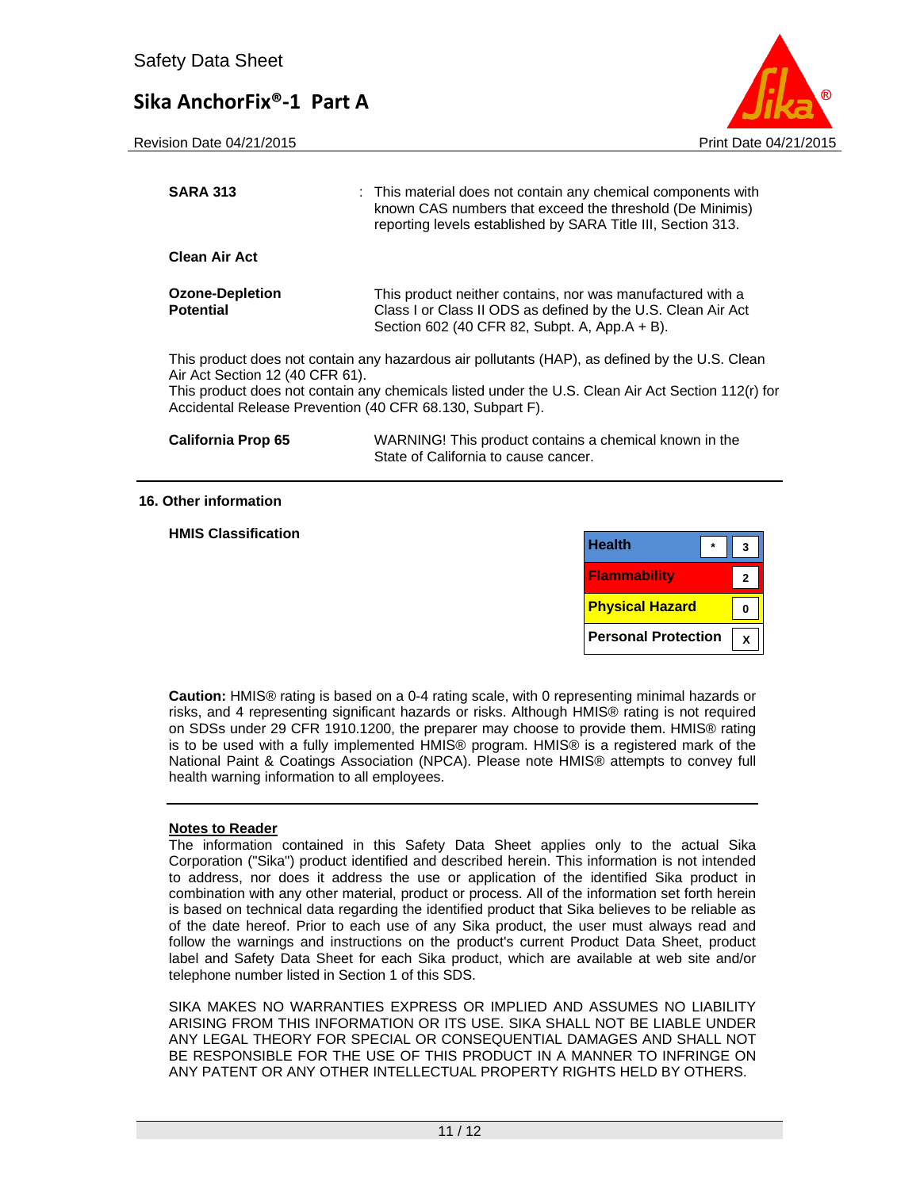| | |
|---|---|
| **SARA 313** | : This material does not contain any chemical components with known CAS numbers that exceed the threshold (De Minimis) reporting levels established by SARA Title III, Section 313. |

**Clean Air Act**

| | |
|---|---|
| **Ozone-Depletion Potential** | This product neither contains, nor was manufactured with a Class I or Class II ODS as defined by the U.S. Clean Air Act Section 602 (40 CFR 82, Subpt. A, App.A + B). |

This product does not contain any hazardous air pollutants (HAP), as defined by the U.S. Clean Air Act Section 12 (40 CFR 61).
This product does not contain any chemicals listed under the U.S. Clean Air Act Section 112(r) for Accidental Release Prevention (40 CFR 68.130, Subpart F).

| | |
|---|---|
| **California Prop 65** | WARNING! This product contains a chemical known in the State of California to cause cancer. |

## 16. Other information

**HMIS Classification**

| | | |
|---|---|---|
| Health | * | 3 |
| Flammability | | 2 |
| Physical Hazard | | 0 |
| Personal Protection | | X |

**Caution:** HMIS® rating is based on a 0-4 rating scale, with 0 representing minimal hazards or risks, and 4 representing significant hazards or risks. Although HMIS® rating is not required on SDSs under 29 CFR 1910.1200, the preparer may choose to provide them. HMIS® rating is to be used with a fully implemented HMIS® program. HMIS® is a registered mark of the National Paint & Coatings Association (NPCA). Please note HMIS® attempts to convey full health warning information to all employees.

**Notes to Reader**

The information contained in this Safety Data Sheet applies only to the actual Sika Corporation ("Sika") product identified and described herein. This information is not intended to address, nor does it address the use or application of the identified Sika product in combination with any other material, product or process. All of the information set forth herein is based on technical data regarding the identified product that Sika believes to be reliable as of the date hereof. Prior to each use of any Sika product, the user must always read and follow the warnings and instructions on the product's current Product Data Sheet, product label and Safety Data Sheet for each Sika product, which are available at web site and/or telephone number listed in Section 1 of this SDS.

SIKA MAKES NO WARRANTIES EXPRESS OR IMPLIED AND ASSUMES NO LIABILITY ARISING FROM THIS INFORMATION OR ITS USE. SIKA SHALL NOT BE LIABLE UNDER ANY LEGAL THEORY FOR SPECIAL OR CONSEQUENTIAL DAMAGES AND SHALL NOT BE RESPONSIBLE FOR THE USE OF THIS PRODUCT IN A MANNER TO INFRINGE ON ANY PATENT OR ANY OTHER INTELLECTUAL PROPERTY RIGHTS HELD BY OTHERS.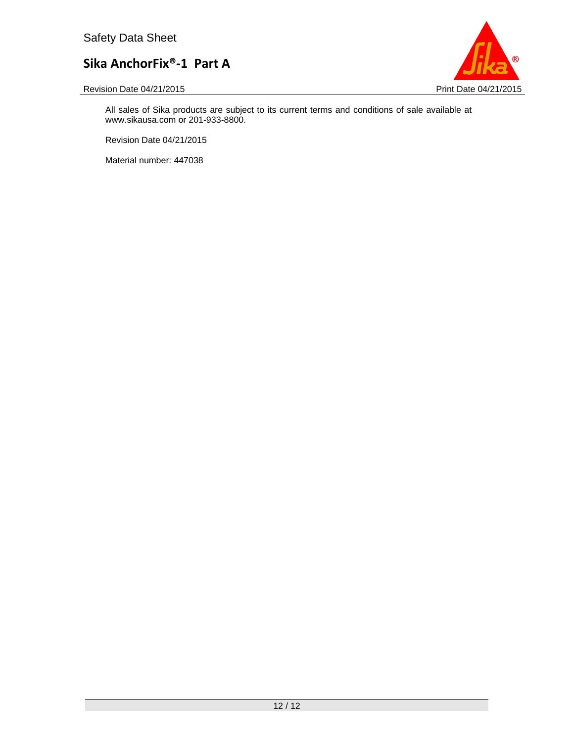All sales of Sika products are subject to its current terms and conditions of sale available at www.sikausa.com or 201-933-8800.

Revision Date 04/21/2015

Material number: 447038